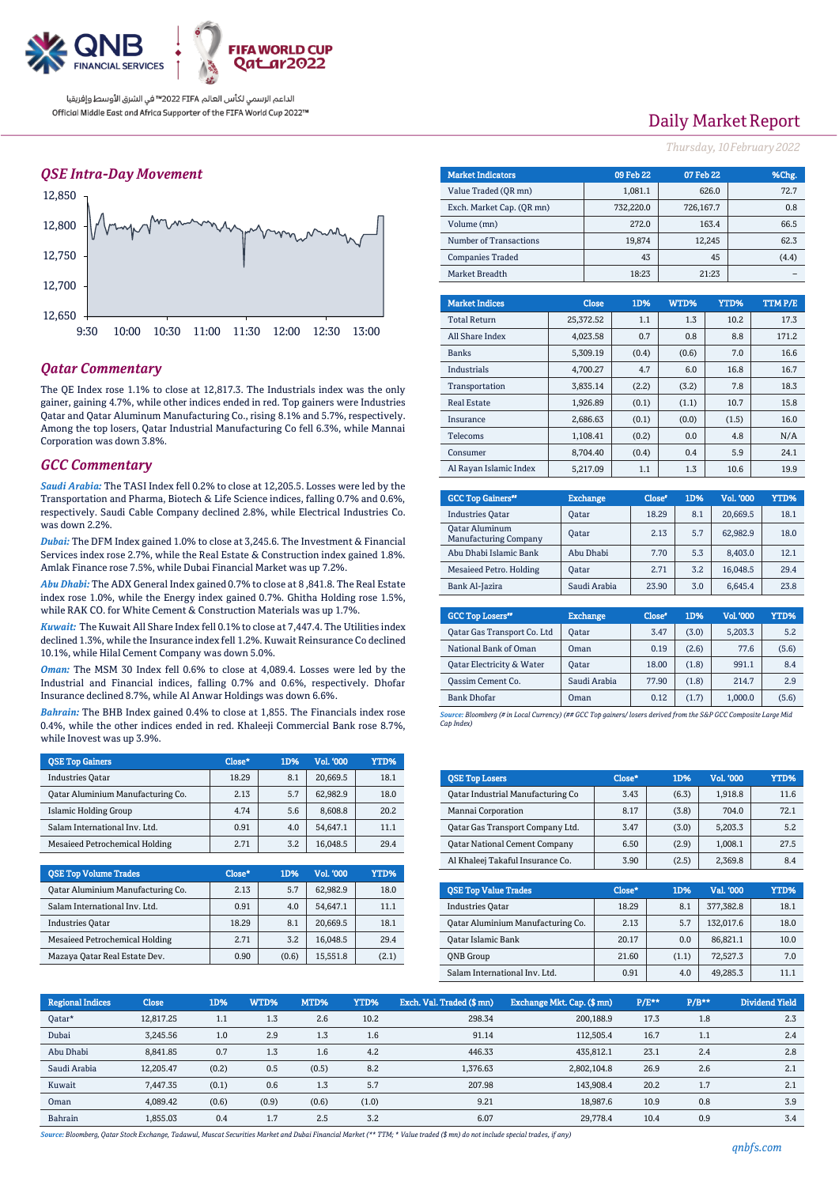# Daily Market Report

*Thursday, 10 February 2022*

Official Middle East and Africa Supporter of the FIFA World Cup 2022™

الداعم الرسمي لكأس العالم FIFA 2022™ في الشرق الأوسط وإفريقيا

## QSE Intra-Day Movement

## Qatar Commentary

The QE Index rose 1.1% to close at 12,817.3. The Industrials index was the only gainer, gaining 4.7%, while other indices ended in red. Top gainers were Industries Qatar and Qatar Aluminum Manufacturing Co., rising 8.1% and 5.7%, respectively. Among the top losers, Qatar Industrial Manufacturing Co fell 6.3%, while Mannai Corporation was down 3.8%.

## GCC Commentary

***Saudi Arabia:*** The TASI Index fell 0.2% to close at 12,205.5. Losses were led by the Transportation and Pharma, Biotech & Life Science indices, falling 0.7% and 0.6%, respectively. Saudi Cable Company declined 2.8%, while Electrical Industries Co. was down 2.2%.

***Dubai:*** The DFM Index gained 1.0% to close at 3,245.6. The Investment & Financial Services index rose 2.7%, while the Real Estate & Construction index gained 1.8%. Amlak Finance rose 7.5%, while Dubai Financial Market was up 7.2%.

***Abu Dhabi:*** The ADX General Index gained 0.7% to close at 8 ,841.8. The Real Estate index rose 1.0%, while the Energy index gained 0.7%. Ghitha Holding rose 1.5%, while RAK CO. for White Cement & Construction Materials was up 1.7%.

***Kuwait:*** The Kuwait All Share Index fell 0.1% to close at 7,447.4. The Utilities index declined 1.3%, while the Insurance index fell 1.2%. Kuwait Reinsurance Co declined 10.1%, while Hilal Cement Company was down 5.0%.

***Oman:*** The MSM 30 Index fell 0.6% to close at 4,089.4. Losses were led by the Industrial and Financial indices, falling 0.7% and 0.6%, respectively. Dhofar Insurance declined 8.7%, while Al Anwar Holdings was down 6.6%.

***Bahrain:*** The BHB Index gained 0.4% to close at 1,855. The Financials index rose 0.4%, while the other indices ended in red. Khaleeji Commercial Bank rose 8.7%, while Inovest was up 3.9%.

| QSE Top Gainers | Close* | 1D% | Vol. '000 | YTD% |
|---|---|---|---|---|
| Industries Qatar | 18.29 | 8.1 | 20,669.5 | 18.1 |
| Qatar Aluminium Manufacturing Co. | 2.13 | 5.7 | 62,982.9 | 18.0 |
| Islamic Holding Group | 4.74 | 5.6 | 8,608.8 | 20.2 |
| Salam International Inv. Ltd. | 0.91 | 4.0 | 54,647.1 | 11.1 |
| Mesaieed Petrochemical Holding | 2.71 | 3.2 | 16,048.5 | 29.4 |

| QSE Top Volume Trades | Close* | 1D% | Vol. '000 | YTD% |
|---|---|---|---|---|
| Qatar Aluminium Manufacturing Co. | 2.13 | 5.7 | 62,982.9 | 18.0 |
| Salam International Inv. Ltd. | 0.91 | 4.0 | 54,647.1 | 11.1 |
| Industries Qatar | 18.29 | 8.1 | 20,669.5 | 18.1 |
| Mesaieed Petrochemical Holding | 2.71 | 3.2 | 16,048.5 | 29.4 |
| Mazaya Qatar Real Estate Dev. | 0.90 | (0.6) | 15,551.8 | (2.1) |

| Market Indicators | 09 Feb 22 | 07 Feb 22 | %Chg. |
|---|---|---|---|
| Value Traded (QR mn) | 1,081.1 | 626.0 | 72.7 |
| Exch. Market Cap. (QR mn) | 732,220.0 | 726,167.7 | 0.8 |
| Volume (mn) | 272.0 | 163.4 | 66.5 |
| Number of Transactions | 19,874 | 12,245 | 62.3 |
| Companies Traded | 43 | 45 | (4.4) |
| Market Breadth | 18:23 | 21:23 | – |

| Market Indices | Close | 1D% | WTD% | YTD% | TTM P/E |
|---|---|---|---|---|---|
| Total Return | 25,372.52 | 1.1 | 1.3 | 10.2 | 17.3 |
| All Share Index | 4,023.58 | 0.7 | 0.8 | 8.8 | 171.2 |
| Banks | 5,309.19 | (0.4) | (0.6) | 7.0 | 16.6 |
| Industrials | 4,700.27 | 4.7 | 6.0 | 16.8 | 16.7 |
| Transportation | 3,835.14 | (2.2) | (3.2) | 7.8 | 18.3 |
| Real Estate | 1,926.89 | (0.1) | (1.1) | 10.7 | 15.8 |
| Insurance | 2,686.63 | (0.1) | (0.0) | (1.5) | 16.0 |
| Telecoms | 1,108.41 | (0.2) | 0.0 | 4.8 | N/A |
| Consumer | 8,704.40 | (0.4) | 0.4 | 5.9 | 24.1 |
| Al Rayan Islamic Index | 5,217.09 | 1.1 | 1.3 | 10.6 | 19.9 |

| GCC Top Gainers## | Exchange | Close# | 1D% | Vol. '000 | YTD% |
|---|---|---|---|---|---|
| Industries Qatar | Qatar | 18.29 | 8.1 | 20,669.5 | 18.1 |
| Qatar Aluminum Manufacturing Company | Qatar | 2.13 | 5.7 | 62,982.9 | 18.0 |
| Abu Dhabi Islamic Bank | Abu Dhabi | 7.70 | 5.3 | 8,403.0 | 12.1 |
| Mesaieed Petro. Holding | Qatar | 2.71 | 3.2 | 16,048.5 | 29.4 |
| Bank Al-Jazira | Saudi Arabia | 23.90 | 3.0 | 6,645.4 | 23.8 |

| GCC Top Losers## | Exchange | Close# | 1D% | Vol. '000 | YTD% |
|---|---|---|---|---|---|
| Qatar Gas Transport Co. Ltd | Qatar | 3.47 | (3.0) | 5,203.3 | 5.2 |
| National Bank of Oman | Oman | 0.19 | (2.6) | 77.6 | (5.6) |
| Qatar Electricity & Water | Qatar | 18.00 | (1.8) | 991.1 | 8.4 |
| Qassim Cement Co. | Saudi Arabia | 77.90 | (1.8) | 214.7 | 2.9 |
| Bank Dhofar | Oman | 0.12 | (1.7) | 1,000.0 | (5.6) |

*Source: Bloomberg (# in Local Currency) (## GCC Top gainers/ losers derived from the S&P GCC Composite Large Mid Cap Index)*

| QSE Top Losers | Close* | 1D% | Vol. '000 | YTD% |
|---|---|---|---|---|
| Qatar Industrial Manufacturing Co | 3.43 | (6.3) | 1,918.8 | 11.6 |
| Mannai Corporation | 8.17 | (3.8) | 704.0 | 72.1 |
| Qatar Gas Transport Company Ltd. | 3.47 | (3.0) | 5,203.3 | 5.2 |
| Qatar National Cement Company | 6.50 | (2.9) | 1,008.1 | 27.5 |
| Al Khaleej Takaful Insurance Co. | 3.90 | (2.5) | 2,369.8 | 8.4 |

| QSE Top Value Trades | Close* | 1D% | Val. '000 | YTD% |
|---|---|---|---|---|
| Industries Qatar | 18.29 | 8.1 | 377,382.8 | 18.1 |
| Qatar Aluminium Manufacturing Co. | 2.13 | 5.7 | 132,017.6 | 18.0 |
| Qatar Islamic Bank | 20.17 | 0.0 | 86,821.1 | 10.0 |
| QNB Group | 21.60 | (1.1) | 72,527.3 | 7.0 |
| Salam International Inv. Ltd. | 0.91 | 4.0 | 49,285.3 | 11.1 |

| Regional Indices | Close | 1D% | WTD% | MTD% | YTD% | Exch. Val. Traded ($ mn) | Exchange Mkt. Cap. ($ mn) | P/E** | P/B** | Dividend Yield |
|---|---|---|---|---|---|---|---|---|---|---|
| Qatar* | 12,817.25 | 1.1 | 1.3 | 2.6 | 10.2 | 298.34 | 200,188.9 | 17.3 | 1.8 | 2.3 |
| Dubai | 3,245.56 | 1.0 | 2.9 | 1.3 | 1.6 | 91.14 | 112,505.4 | 16.7 | 1.1 | 2.4 |
| Abu Dhabi | 8,841.85 | 0.7 | 1.3 | 1.6 | 4.2 | 446.33 | 435,812.1 | 23.1 | 2.4 | 2.8 |
| Saudi Arabia | 12,205.47 | (0.2) | 0.5 | (0.5) | 8.2 | 1,376.63 | 2,802,104.8 | 26.9 | 2.6 | 2.1 |
| Kuwait | 7,447.35 | (0.1) | 0.6 | 1.3 | 5.7 | 207.98 | 143,908.4 | 20.2 | 1.7 | 2.1 |
| Oman | 4,089.42 | (0.6) | (0.9) | (0.6) | (1.0) | 9.21 | 18,987.6 | 10.9 | 0.8 | 3.9 |
| Bahrain | 1,855.03 | 0.4 | 1.7 | 2.5 | 3.2 | 6.07 | 29,778.4 | 10.4 | 0.9 | 3.4 |

*Source: Bloomberg, Qatar Stock Exchange, Tadawul, Muscat Securities Market and Dubai Financial Market (** TTM; * Value traded ($ mn) do not include special trades, if any)*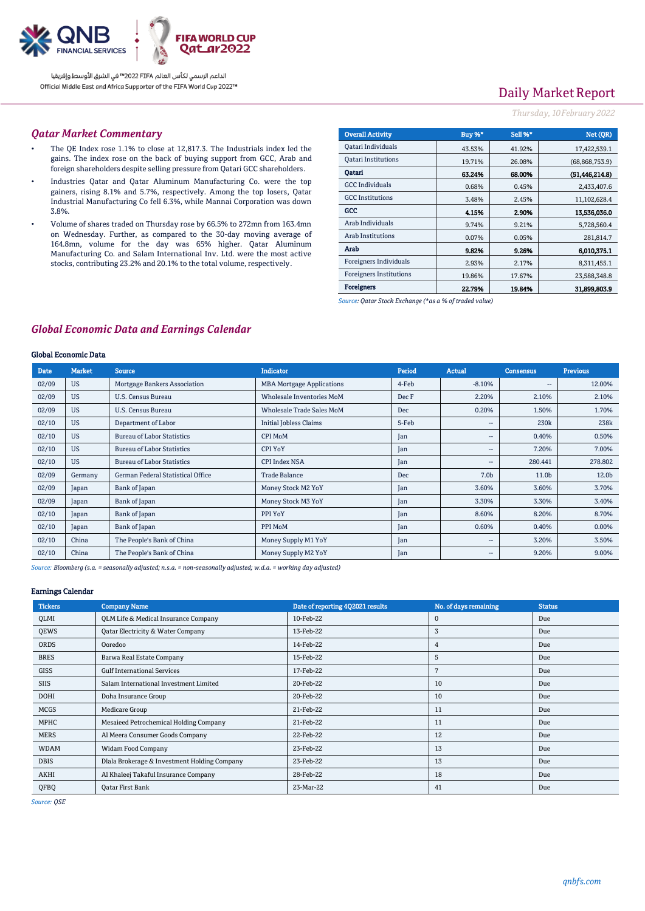Daily Market Report

*Thursday, 10 February 2022*

## *Qatar Market Commentary*

- The QE Index rose 1.1% to close at 12,817.3. The Industrials index led the gains. The index rose on the back of buying support from GCC, Arab and foreign shareholders despite selling pressure from Qatari GCC shareholders.
- Industries Qatar and Qatar Aluminum Manufacturing Co. were the top gainers, rising 8.1% and 5.7%, respectively. Among the top losers, Qatar Industrial Manufacturing Co fell 6.3%, while Mannai Corporation was down 3.8%.
- Volume of shares traded on Thursday rose by 66.5% to 272mn from 163.4mn on Wednesday. Further, as compared to the 30-day moving average of 164.8mn, volume for the day was 65% higher. Qatar Aluminum Manufacturing Co. and Salam International Inv. Ltd. were the most active stocks, contributing 23.2% and 20.1% to the total volume, respectively.

| Overall Activity | Buy %* | Sell %* | Net (QR) |
|---|---|---|---|
| Qatari Individuals | 43.53% | 41.92% | 17,422,539.1 |
| Qatari Institutions | 19.71% | 26.08% | (68,868,753.9) |
| **Qatari** | **63.24%** | **68.00%** | **(51,446,214.8)** |
| GCC Individuals | 0.68% | 0.45% | 2,433,407.6 |
| GCC Institutions | 3.48% | 2.45% | 11,102,628.4 |
| **GCC** | **4.15%** | **2.90%** | **13,536,036.0** |
| Arab Individuals | 9.74% | 9.21% | 5,728,560.4 |
| Arab Institutions | 0.07% | 0.05% | 281,814.7 |
| **Arab** | **9.82%** | **9.26%** | **6,010,375.1** |
| Foreigners Individuals | 2.93% | 2.17% | 8,311,455.1 |
| Foreigners Institutions | 19.86% | 17.67% | 23,588,348.8 |
| **Foreigners** | **22.79%** | **19.84%** | **31,899,803.9** |

*Source: Qatar Stock Exchange (\*as a % of traded value)*

## *Global Economic Data and Earnings Calendar*

### Global Economic Data

| Date | Market | Source | Indicator | Period | Actual | Consensus | Previous |
|---|---|---|---|---|---|---|---|
| 02/09 | US | Mortgage Bankers Association | MBA Mortgage Applications | 4-Feb | -8.10% | -- | 12.00% |
| 02/09 | US | U.S. Census Bureau | Wholesale Inventories MoM | Dec F | 2.20% | 2.10% | 2.10% |
| 02/09 | US | U.S. Census Bureau | Wholesale Trade Sales MoM | Dec | 0.20% | 1.50% | 1.70% |
| 02/10 | US | Department of Labor | Initial Jobless Claims | 5-Feb | -- | 230k | 238k |
| 02/10 | US | Bureau of Labor Statistics | CPI MoM | Jan | -- | 0.40% | 0.50% |
| 02/10 | US | Bureau of Labor Statistics | CPI YoY | Jan | -- | 7.20% | 7.00% |
| 02/10 | US | Bureau of Labor Statistics | CPI Index NSA | Jan | -- | 280.441 | 278.802 |
| 02/09 | Germany | German Federal Statistical Office | Trade Balance | Dec | 7.0b | 11.0b | 12.0b |
| 02/09 | Japan | Bank of Japan | Money Stock M2 YoY | Jan | 3.60% | 3.60% | 3.70% |
| 02/09 | Japan | Bank of Japan | Money Stock M3 YoY | Jan | 3.30% | 3.30% | 3.40% |
| 02/10 | Japan | Bank of Japan | PPI YoY | Jan | 8.60% | 8.20% | 8.70% |
| 02/10 | Japan | Bank of Japan | PPI MoM | Jan | 0.60% | 0.40% | 0.00% |
| 02/10 | China | The People's Bank of China | Money Supply M1 YoY | Jan | -- | 3.20% | 3.50% |
| 02/10 | China | The People's Bank of China | Money Supply M2 YoY | Jan | -- | 9.20% | 9.00% |

*Source: Bloomberg (s.a. = seasonally adjusted; n.s.a. = non-seasonally adjusted; w.d.a. = working day adjusted)*

### Earnings Calendar

| Tickers | Company Name | Date of reporting 4Q2021 results | No. of days remaining | Status |
|---|---|---|---|---|
| QLMI | QLM Life & Medical Insurance Company | 10-Feb-22 | 0 | Due |
| QEWS | Qatar Electricity & Water Company | 13-Feb-22 | 3 | Due |
| ORDS | Ooredoo | 14-Feb-22 | 4 | Due |
| BRES | Barwa Real Estate Company | 15-Feb-22 | 5 | Due |
| GISS | Gulf International Services | 17-Feb-22 | 7 | Due |
| SIIS | Salam International Investment Limited | 20-Feb-22 | 10 | Due |
| DOHI | Doha Insurance Group | 20-Feb-22 | 10 | Due |
| MCGS | Medicare Group | 21-Feb-22 | 11 | Due |
| MPHC | Mesaieed Petrochemical Holding Company | 21-Feb-22 | 11 | Due |
| MERS | Al Meera Consumer Goods Company | 22-Feb-22 | 12 | Due |
| WDAM | Widam Food Company | 23-Feb-22 | 13 | Due |
| DBIS | Dlala Brokerage & Investment Holding Company | 23-Feb-22 | 13 | Due |
| AKHI | Al Khaleej Takaful Insurance Company | 28-Feb-22 | 18 | Due |
| QFBQ | Qatar First Bank | 23-Mar-22 | 41 | Due |

*Source: QSE*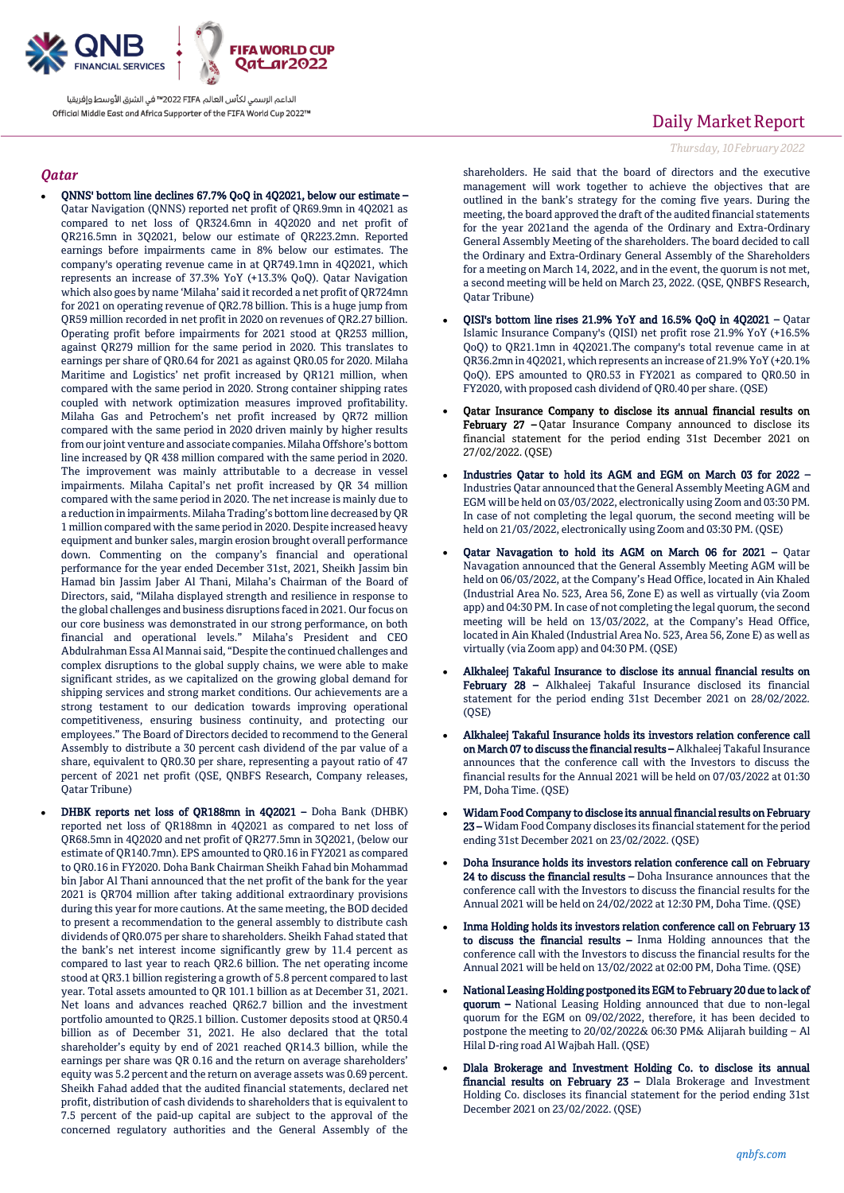## Qatar

- **QNNS' bottom line declines 67.7% QoQ in 4Q2021, below our estimate –** Qatar Navigation (QNNS) reported net profit of QR69.9mn in 4Q2021 as compared to net loss of QR324.6mn in 4Q2020 and net profit of QR216.5mn in 3Q2021, below our estimate of QR223.2mn. Reported earnings before impairments came in 8% below our estimates. The company's operating revenue came in at QR749.1mn in 4Q2021, which represents an increase of 37.3% YoY (+13.3% QoQ). Qatar Navigation which also goes by name 'Milaha' said it recorded a net profit of QR724mn for 2021 on operating revenue of QR2.78 billion. This is a huge jump from QR59 million recorded in net profit in 2020 on revenues of QR2.27 billion. Operating profit before impairments for 2021 stood at QR253 million, against QR279 million for the same period in 2020. This translates to earnings per share of QR0.64 for 2021 as against QR0.05 for 2020. Milaha Maritime and Logistics' net profit increased by QR121 million, when compared with the same period in 2020. Strong container shipping rates coupled with network optimization measures improved profitability. Milaha Gas and Petrochem's net profit increased by QR72 million compared with the same period in 2020 driven mainly by higher results from our joint venture and associate companies. Milaha Offshore's bottom line increased by QR 438 million compared with the same period in 2020. The improvement was mainly attributable to a decrease in vessel impairments. Milaha Capital's net profit increased by QR 34 million compared with the same period in 2020. The net increase is mainly due to a reduction in impairments. Milaha Trading's bottom line decreased by QR 1 million compared with the same period in 2020. Despite increased heavy equipment and bunker sales, margin erosion brought overall performance down. Commenting on the company's financial and operational performance for the year ended December 31st, 2021, Sheikh Jassim bin Hamad bin Jassim Jaber Al Thani, Milaha's Chairman of the Board of Directors, said, "Milaha displayed strength and resilience in response to the global challenges and business disruptions faced in 2021. Our focus on our core business was demonstrated in our strong performance, on both financial and operational levels." Milaha's President and CEO Abdulrahman Essa Al Mannai said, "Despite the continued challenges and complex disruptions to the global supply chains, we were able to make significant strides, as we capitalized on the growing global demand for shipping services and strong market conditions. Our achievements are a strong testament to our dedication towards improving operational competitiveness, ensuring business continuity, and protecting our employees." The Board of Directors decided to recommend to the General Assembly to distribute a 30 percent cash dividend of the par value of a share, equivalent to QR0.30 per share, representing a payout ratio of 47 percent of 2021 net profit (QSE, QNBFS Research, Company releases, Qatar Tribune)

- **DHBK reports net loss of QR188mn in 4Q2021 –** Doha Bank (DHBK) reported net loss of QR188mn in 4Q2021 as compared to net loss of QR68.5mn in 4Q2020 and net profit of QR277.5mn in 3Q2021, (below our estimate of QR140.7mn). EPS amounted to QR0.16 in FY2021 as compared to QR0.16 in FY2020. Doha Bank Chairman Sheikh Fahad bin Mohammad bin Jabor Al Thani announced that the net profit of the bank for the year 2021 is QR704 million after taking additional extraordinary provisions during this year for more cautions. At the same meeting, the BOD decided to present a recommendation to the general assembly to distribute cash dividends of QR0.075 per share to shareholders. Sheikh Fahad stated that the bank's net interest income significantly grew by 11.4 percent as compared to last year to reach QR2.6 billion. The net operating income stood at QR3.1 billion registering a growth of 5.8 percent compared to last year. Total assets amounted to QR 101.1 billion as at December 31, 2021. Net loans and advances reached QR62.7 billion and the investment portfolio amounted to QR25.1 billion. Customer deposits stood at QR50.4 billion as of December 31, 2021. He also declared that the total shareholder's equity by end of 2021 reached QR14.3 billion, while the earnings per share was QR 0.16 and the return on average shareholders' equity was 5.2 percent and the return on average assets was 0.69 percent. Sheikh Fahad added that the audited financial statements, declared net profit, distribution of cash dividends to shareholders that is equivalent to 7.5 percent of the paid-up capital are subject to the approval of the concerned regulatory authorities and the General Assembly of the shareholders. He said that the board of directors and the executive management will work together to achieve the objectives that are outlined in the bank's strategy for the coming five years. During the meeting, the board approved the draft of the audited financial statements for the year 2021and the agenda of the Ordinary and Extra-Ordinary General Assembly Meeting of the shareholders. The board decided to call the Ordinary and Extra-Ordinary General Assembly of the Shareholders for a meeting on March 14, 2022, and in the event, the quorum is not met, a second meeting will be held on March 23, 2022. (QSE, QNBFS Research, Qatar Tribune)

- **QISI's bottom line rises 21.9% YoY and 16.5% QoQ in 4Q2021 –** Qatar Islamic Insurance Company's (QISI) net profit rose 21.9% YoY (+16.5% QoQ) to QR21.1mn in 4Q2021.The company's total revenue came in at QR36.2mn in 4Q2021, which represents an increase of 21.9% YoY (+20.1% QoQ). EPS amounted to QR0.53 in FY2021 as compared to QR0.50 in FY2020, with proposed cash dividend of QR0.40 per share. (QSE)

- **Qatar Insurance Company to disclose its annual financial results on February 27 –** Qatar Insurance Company announced to disclose its financial statement for the period ending 31st December 2021 on 27/02/2022. (QSE)

- **Industries Qatar to hold its AGM and EGM on March 03 for 2022 –** Industries Qatar announced that the General Assembly Meeting AGM and EGM will be held on 03/03/2022, electronically using Zoom and 03:30 PM. In case of not completing the legal quorum, the second meeting will be held on 21/03/2022, electronically using Zoom and 03:30 PM. (QSE)

- **Qatar Navagation to hold its AGM on March 06 for 2021 –** Qatar Navagation announced that the General Assembly Meeting AGM will be held on 06/03/2022, at the Company's Head Office, located in Ain Khaled (Industrial Area No. 523, Area 56, Zone E) as well as virtually (via Zoom app) and 04:30 PM. In case of not completing the legal quorum, the second meeting will be held on 13/03/2022, at the Company's Head Office, located in Ain Khaled (Industrial Area No. 523, Area 56, Zone E) as well as virtually (via Zoom app) and 04:30 PM. (QSE)

- **Alkhaleej Takaful Insurance to disclose its annual financial results on February 28 –** Alkhaleej Takaful Insurance disclosed its financial statement for the period ending 31st December 2021 on 28/02/2022. (QSE)

- **Alkhaleej Takaful Insurance holds its investors relation conference call on March 07 to discuss the financial results –** Alkhaleej Takaful Insurance announces that the conference call with the Investors to discuss the financial results for the Annual 2021 will be held on 07/03/2022 at 01:30 PM, Doha Time. (QSE)

- **Widam Food Company to disclose its annual financial results on February 23 –** Widam Food Company discloses its financial statement for the period ending 31st December 2021 on 23/02/2022. (QSE)

- **Doha Insurance holds its investors relation conference call on February 24 to discuss the financial results –** Doha Insurance announces that the conference call with the Investors to discuss the financial results for the Annual 2021 will be held on 24/02/2022 at 12:30 PM, Doha Time. (QSE)

- **Inma Holding holds its investors relation conference call on February 13 to discuss the financial results –** Inma Holding announces that the conference call with the Investors to discuss the financial results for the Annual 2021 will be held on 13/02/2022 at 02:00 PM, Doha Time. (QSE)

- **National Leasing Holding postponed its EGM to February 20 due to lack of quorum –** National Leasing Holding announced that due to non-legal quorum for the EGM on 09/02/2022, therefore, it has been decided to postpone the meeting to 20/02/2022& 06:30 PM& Alijarah building – Al Hilal D-ring road Al Wajbah Hall. (QSE)

- **Dlala Brokerage and Investment Holding Co. to disclose its annual financial results on February 23 –** Dlala Brokerage and Investment Holding Co. discloses its financial statement for the period ending 31st December 2021 on 23/02/2022. (QSE)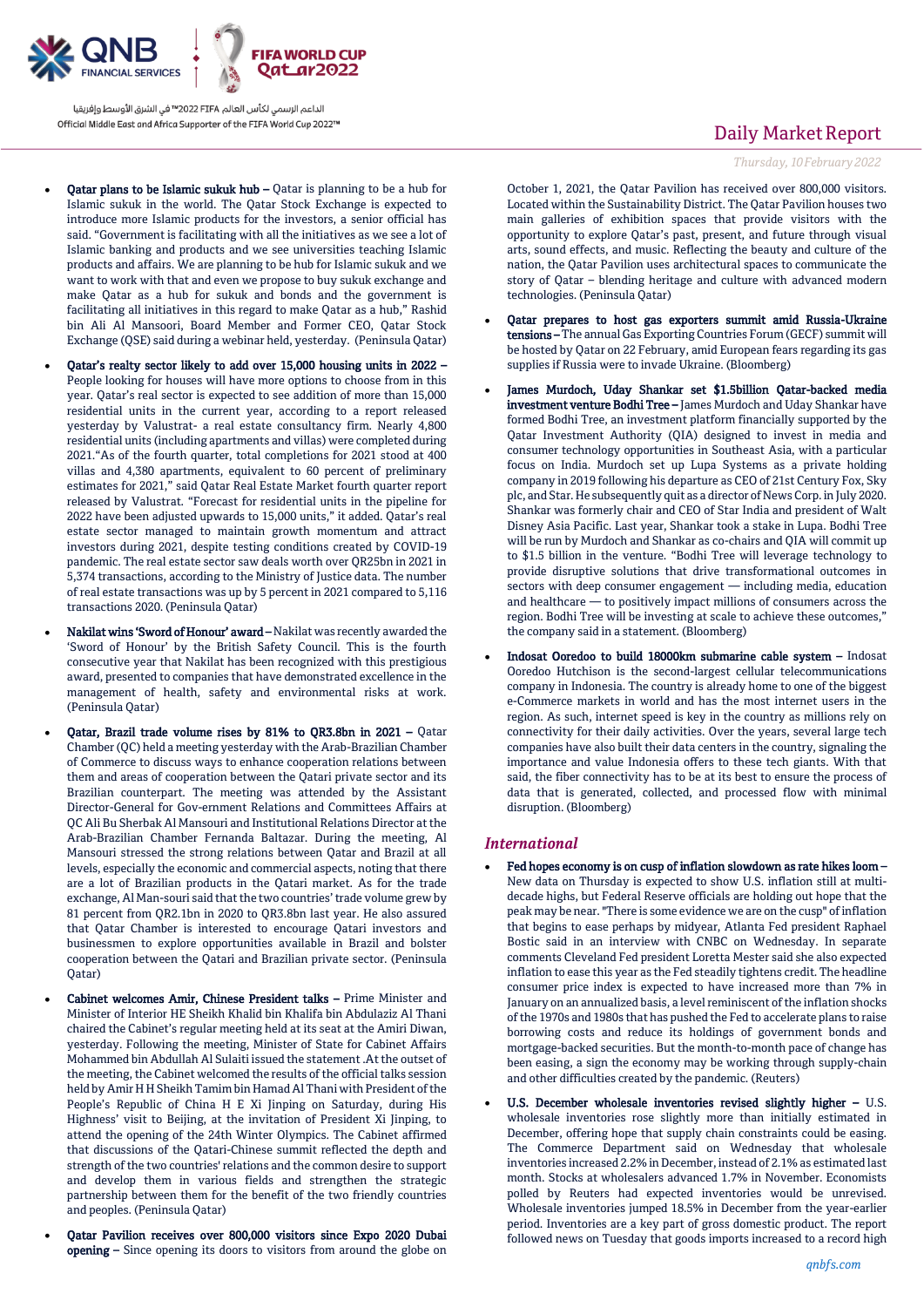- **Qatar plans to be Islamic sukuk hub –** Qatar is planning to be a hub for Islamic sukuk in the world. The Qatar Stock Exchange is expected to introduce more Islamic products for the investors, a senior official has said. "Government is facilitating with all the initiatives as we see a lot of Islamic banking and products and we see universities teaching Islamic products and affairs. We are planning to be hub for Islamic sukuk and we want to work with that and even we propose to buy sukuk exchange and make Qatar as a hub for sukuk and bonds and the government is facilitating all initiatives in this regard to make Qatar as a hub," Rashid bin Ali Al Mansoori, Board Member and Former CEO, Qatar Stock Exchange (QSE) said during a webinar held, yesterday. (Peninsula Qatar)

- **Qatar's realty sector likely to add over 15,000 housing units in 2022 –** People looking for houses will have more options to choose from in this year. Qatar's real sector is expected to see addition of more than 15,000 residential units in the current year, according to a report released yesterday by Valustrat- a real estate consultancy firm. Nearly 4,800 residential units (including apartments and villas) were completed during 2021."As of the fourth quarter, total completions for 2021 stood at 400 villas and 4,380 apartments, equivalent to 60 percent of preliminary estimates for 2021," said Qatar Real Estate Market fourth quarter report released by Valustrat. "Forecast for residential units in the pipeline for 2022 have been adjusted upwards to 15,000 units," it added. Qatar's real estate sector managed to maintain growth momentum and attract investors during 2021, despite testing conditions created by COVID-19 pandemic. The real estate sector saw deals worth over QR25bn in 2021 in 5,374 transactions, according to the Ministry of Justice data. The number of real estate transactions was up by 5 percent in 2021 compared to 5,116 transactions 2020. (Peninsula Qatar)

- **Nakilat wins 'Sword of Honour' award –** Nakilat was recently awarded the 'Sword of Honour' by the British Safety Council. This is the fourth consecutive year that Nakilat has been recognized with this prestigious award, presented to companies that have demonstrated excellence in the management of health, safety and environmental risks at work. (Peninsula Qatar)

- **Qatar, Brazil trade volume rises by 81% to QR3.8bn in 2021 –** Qatar Chamber (QC) held a meeting yesterday with the Arab-Brazilian Chamber of Commerce to discuss ways to enhance cooperation relations between them and areas of cooperation between the Qatari private sector and its Brazilian counterpart. The meeting was attended by the Assistant Director-General for Gov-ernment Relations and Committees Affairs at QC Ali Bu Sherbak Al Mansouri and Institutional Relations Director at the Arab-Brazilian Chamber Fernanda Baltazar. During the meeting, Al Mansouri stressed the strong relations between Qatar and Brazil at all levels, especially the economic and commercial aspects, noting that there are a lot of Brazilian products in the Qatari market. As for the trade exchange, Al Man-souri said that the two countries' trade volume grew by 81 percent from QR2.1bn in 2020 to QR3.8bn last year. He also assured that Qatar Chamber is interested to encourage Qatari investors and businessmen to explore opportunities available in Brazil and bolster cooperation between the Qatari and Brazilian private sector. (Peninsula Qatar)

- **Cabinet welcomes Amir, Chinese President talks –** Prime Minister and Minister of Interior HE Sheikh Khalid bin Khalifa bin Abdulaziz Al Thani chaired the Cabinet's regular meeting held at its seat at the Amiri Diwan, yesterday. Following the meeting, Minister of State for Cabinet Affairs Mohammed bin Abdullah Al Sulaiti issued the statement .At the outset of the meeting, the Cabinet welcomed the results of the official talks session held by Amir H H Sheikh Tamim bin Hamad Al Thani with President of the People's Republic of China H E Xi Jinping on Saturday, during His Highness' visit to Beijing, at the invitation of President Xi Jinping, to attend the opening of the 24th Winter Olympics. The Cabinet affirmed that discussions of the Qatari-Chinese summit reflected the depth and strength of the two countries' relations and the common desire to support and develop them in various fields and strengthen the strategic partnership between them for the benefit of the two friendly countries and peoples. (Peninsula Qatar)

- **Qatar Pavilion receives over 800,000 visitors since Expo 2020 Dubai opening –** Since opening its doors to visitors from around the globe on October 1, 2021, the Qatar Pavilion has received over 800,000 visitors. Located within the Sustainability District. The Qatar Pavilion houses two main galleries of exhibition spaces that provide visitors with the opportunity to explore Qatar's past, present, and future through visual arts, sound effects, and music. Reflecting the beauty and culture of the nation, the Qatar Pavilion uses architectural spaces to communicate the story of Qatar – blending heritage and culture with advanced modern technologies. (Peninsula Qatar)

- **Qatar prepares to host gas exporters summit amid Russia-Ukraine tensions –** The annual Gas Exporting Countries Forum (GECF) summit will be hosted by Qatar on 22 February, amid European fears regarding its gas supplies if Russia were to invade Ukraine. (Bloomberg)

- **James Murdoch, Uday Shankar set $1.5billion Qatar-backed media investment venture Bodhi Tree –** James Murdoch and Uday Shankar have formed Bodhi Tree, an investment platform financially supported by the Qatar Investment Authority (QIA) designed to invest in media and consumer technology opportunities in Southeast Asia, with a particular focus on India. Murdoch set up Lupa Systems as a private holding company in 2019 following his departure as CEO of 21st Century Fox, Sky plc, and Star. He subsequently quit as a director of News Corp. in July 2020. Shankar was formerly chair and CEO of Star India and president of Walt Disney Asia Pacific. Last year, Shankar took a stake in Lupa. Bodhi Tree will be run by Murdoch and Shankar as co-chairs and QIA will commit up to $1.5 billion in the venture. "Bodhi Tree will leverage technology to provide disruptive solutions that drive transformational outcomes in sectors with deep consumer engagement — including media, education and healthcare — to positively impact millions of consumers across the region. Bodhi Tree will be investing at scale to achieve these outcomes," the company said in a statement. (Bloomberg)

- **Indosat Ooredoo to build 18000km submarine cable system –** Indosat Ooredoo Hutchison is the second-largest cellular telecommunications company in Indonesia. The country is already home to one of the biggest e-Commerce markets in world and has the most internet users in the region. As such, internet speed is key in the country as millions rely on connectivity for their daily activities. Over the years, several large tech companies have also built their data centers in the country, signaling the importance and value Indonesia offers to these tech giants. With that said, the fiber connectivity has to be at its best to ensure the process of data that is generated, collected, and processed flow with minimal disruption. (Bloomberg)

## *International*

- **Fed hopes economy is on cusp of inflation slowdown as rate hikes loom –** New data on Thursday is expected to show U.S. inflation still at multi-decade highs, but Federal Reserve officials are holding out hope that the peak may be near. "There is some evidence we are on the cusp" of inflation that begins to ease perhaps by midyear, Atlanta Fed president Raphael Bostic said in an interview with CNBC on Wednesday. In separate comments Cleveland Fed president Loretta Mester said she also expected inflation to ease this year as the Fed steadily tightens credit. The headline consumer price index is expected to have increased more than 7% in January on an annualized basis, a level reminiscent of the inflation shocks of the 1970s and 1980s that has pushed the Fed to accelerate plans to raise borrowing costs and reduce its holdings of government bonds and mortgage-backed securities. But the month-to-month pace of change has been easing, a sign the economy may be working through supply-chain and other difficulties created by the pandemic. (Reuters)

- **U.S. December wholesale inventories revised slightly higher –** U.S. wholesale inventories rose slightly more than initially estimated in December, offering hope that supply chain constraints could be easing. The Commerce Department said on Wednesday that wholesale inventories increased 2.2% in December, instead of 2.1% as estimated last month. Stocks at wholesalers advanced 1.7% in November. Economists polled by Reuters had expected inventories would be unrevised. Wholesale inventories jumped 18.5% in December from the year-earlier period. Inventories are a key part of gross domestic product. The report followed news on Tuesday that goods imports increased to a record high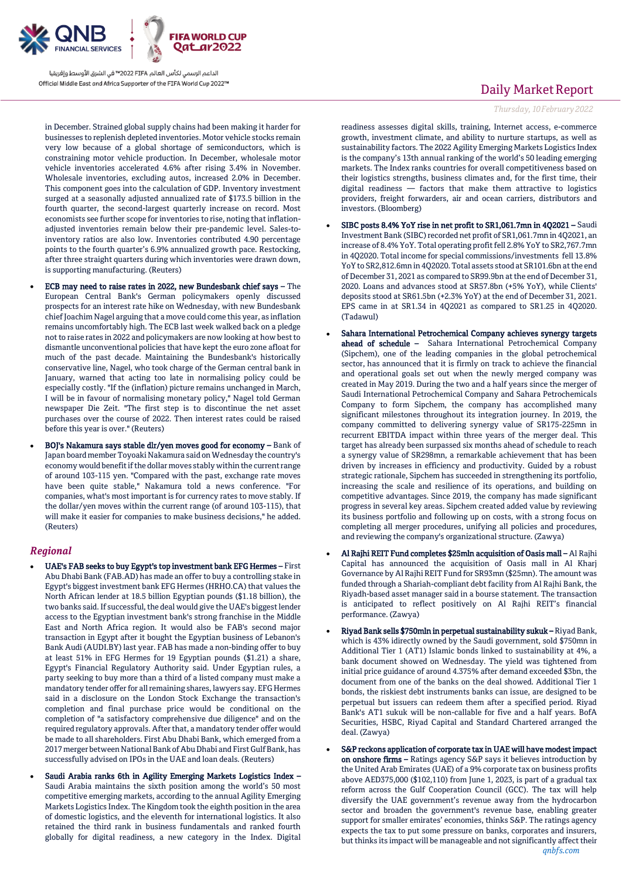in December. Strained global supply chains had been making it harder for businesses to replenish depleted inventories. Motor vehicle stocks remain very low because of a global shortage of semiconductors, which is constraining motor vehicle production. In December, wholesale motor vehicle inventories accelerated 4.6% after rising 3.4% in November. Wholesale inventories, excluding autos, increased 2.0% in December. This component goes into the calculation of GDP. Inventory investment surged at a seasonally adjusted annualized rate of $173.5 billion in the fourth quarter, the second-largest quarterly increase on record. Most economists see further scope for inventories to rise, noting that inflation-adjusted inventories remain below their pre-pandemic level. Sales-to-inventory ratios are also low. Inventories contributed 4.90 percentage points to the fourth quarter's 6.9% annualized growth pace. Restocking, after three straight quarters during which inventories were drawn down, is supporting manufacturing. (Reuters)

- **ECB may need to raise rates in 2022, new Bundesbank chief says –** The European Central Bank's German policymakers openly discussed prospects for an interest rate hike on Wednesday, with new Bundesbank chief Joachim Nagel arguing that a move could come this year, as inflation remains uncomfortably high. The ECB last week walked back on a pledge not to raise rates in 2022 and policymakers are now looking at how best to dismantle unconventional policies that have kept the euro zone afloat for much of the past decade. Maintaining the Bundesbank's historically conservative line, Nagel, who took charge of the German central bank in January, warned that acting too late in normalising policy could be especially costly. "If the (inflation) picture remains unchanged in March, I will be in favour of normalising monetary policy," Nagel told German newspaper Die Zeit. "The first step is to discontinue the net asset purchases over the course of 2022. Then interest rates could be raised before this year is over." (Reuters)
- **BOJ's Nakamura says stable dlr/yen moves good for economy –** Bank of Japan board member Toyoaki Nakamura said on Wednesday the country's economy would benefit if the dollar moves stably within the current range of around 103-115 yen. "Compared with the past, exchange rate moves have been quite stable," Nakamura told a news conference. "For companies, what's most important is for currency rates to move stably. If the dollar/yen moves within the current range (of around 103-115), that will make it easier for companies to make business decisions," he added. (Reuters)

## *Regional*

- **UAE's FAB seeks to buy Egypt's top investment bank EFG Hermes –** First Abu Dhabi Bank (FAB.AD) has made an offer to buy a controlling stake in Egypt's biggest investment bank EFG Hermes (HRHO.CA) that values the North African lender at 18.5 billion Egyptian pounds ($1.18 billion), the two banks said. If successful, the deal would give the UAE's biggest lender access to the Egyptian investment bank's strong franchise in the Middle East and North Africa region. It would also be FAB's second major transaction in Egypt after it bought the Egyptian business of Lebanon's Bank Audi (AUDI.BY) last year. FAB has made a non-binding offer to buy at least 51% in EFG Hermes for 19 Egyptian pounds ($1.21) a share, Egypt's Financial Regulatory Authority said. Under Egyptian rules, a party seeking to buy more than a third of a listed company must make a mandatory tender offer for all remaining shares, lawyers say. EFG Hermes said in a disclosure on the London Stock Exchange the transaction's completion and final purchase price would be conditional on the completion of "a satisfactory comprehensive due diligence" and on the required regulatory approvals. After that, a mandatory tender offer would be made to all shareholders. First Abu Dhabi Bank, which emerged from a 2017 merger between National Bank of Abu Dhabi and First Gulf Bank, has successfully advised on IPOs in the UAE and loan deals. (Reuters)
- **Saudi Arabia ranks 6th in Agility Emerging Markets Logistics Index –** Saudi Arabia maintains the sixth position among the world's 50 most competitive emerging markets, according to the annual Agility Emerging Markets Logistics Index. The Kingdom took the eighth position in the area of domestic logistics, and the eleventh for international logistics. It also retained the third rank in business fundamentals and ranked fourth globally for digital readiness, a new category in the Index. Digital readiness assesses digital skills, training, Internet access, e-commerce growth, investment climate, and ability to nurture startups, as well as sustainability factors. The 2022 Agility Emerging Markets Logistics Index is the company's 13th annual ranking of the world's 50 leading emerging markets. The Index ranks countries for overall competitiveness based on their logistics strengths, business climates and, for the first time, their digital readiness — factors that make them attractive to logistics providers, freight forwarders, air and ocean carriers, distributors and investors. (Bloomberg)
- **SIBC posts 8.4% YoY rise in net profit to SR1,061.7mn in 4Q2021 –** Saudi Investment Bank (SIBC) recorded net profit of SR1,061.7mn in 4Q2021, an increase of 8.4% YoY. Total operating profit fell 2.8% YoY to SR2,767.7mn in 4Q2020. Total income for special commissions/investments fell 13.8% YoY to SR2,812.6mn in 4Q2020. Total assets stood at SR101.6bn at the end of December 31, 2021 as compared to SR99.9bn at the end of December 31, 2020. Loans and advances stood at SR57.8bn (+5% YoY), while Clients' deposits stood at SR61.5bn (+2.3% YoY) at the end of December 31, 2021. EPS came in at SR1.34 in 4Q2021 as compared to SR1.25 in 4Q2020. (Tadawul)
- **Sahara International Petrochemical Company achieves synergy targets ahead of schedule –** Sahara International Petrochemical Company (Sipchem), one of the leading companies in the global petrochemical sector, has announced that it is firmly on track to achieve the financial and operational goals set out when the newly merged company was created in May 2019. During the two and a half years since the merger of Saudi International Petrochemical Company and Sahara Petrochemicals Company to form Sipchem, the company has accomplished many significant milestones throughout its integration journey. In 2019, the company committed to delivering synergy value of SR175-225mn in recurrent EBITDA impact within three years of the merger deal. This target has already been surpassed six months ahead of schedule to reach a synergy value of SR298mn, a remarkable achievement that has been driven by increases in efficiency and productivity. Guided by a robust strategic rationale, Sipchem has succeeded in strengthening its portfolio, increasing the scale and resilience of its operations, and building on competitive advantages. Since 2019, the company has made significant progress in several key areas. Sipchem created added value by reviewing its business portfolio and following up on costs, with a strong focus on completing all merger procedures, unifying all policies and procedures, and reviewing the company's organizational structure. (Zawya)
- **Al Rajhi REIT Fund completes $25mln acquisition of Oasis mall –** Al Rajhi Capital has announced the acquisition of Oasis mall in Al Kharj Governance by Al Rajhi REIT Fund for SR93mn ($25mn). The amount was funded through a Shariah-compliant debt facility from Al Rajhi Bank, the Riyadh-based asset manager said in a bourse statement. The transaction is anticipated to reflect positively on Al Rajhi REIT's financial performance. (Zawya)
- **Riyad Bank sells $750mln in perpetual sustainability sukuk –** Riyad Bank, which is 43% indirectly owned by the Saudi government, sold $750mn in Additional Tier 1 (AT1) Islamic bonds linked to sustainability at 4%, a bank document showed on Wednesday. The yield was tightened from initial price guidance of around 4.375% after demand exceeded $3bn, the document from one of the banks on the deal showed. Additional Tier 1 bonds, the riskiest debt instruments banks can issue, are designed to be perpetual but issuers can redeem them after a specified period. Riyad Bank's AT1 sukuk will be non-callable for five and a half years. BofA Securities, HSBC, Riyad Capital and Standard Chartered arranged the deal. (Zawya)
- **S&P reckons application of corporate tax in UAE will have modest impact on onshore firms –** Ratings agency S&P says it believes introduction by the United Arab Emirates (UAE) of a 9% corporate tax on business profits above AED375,000 ($102,110) from June 1, 2023, is part of a gradual tax reform across the Gulf Cooperation Council (GCC). The tax will help diversify the UAE government's revenue away from the hydrocarbon sector and broaden the government's revenue base, enabling greater support for smaller emirates' economies, thinks S&P. The ratings agency expects the tax to put some pressure on banks, corporates and insurers, but thinks its impact will be manageable and not significantly affect their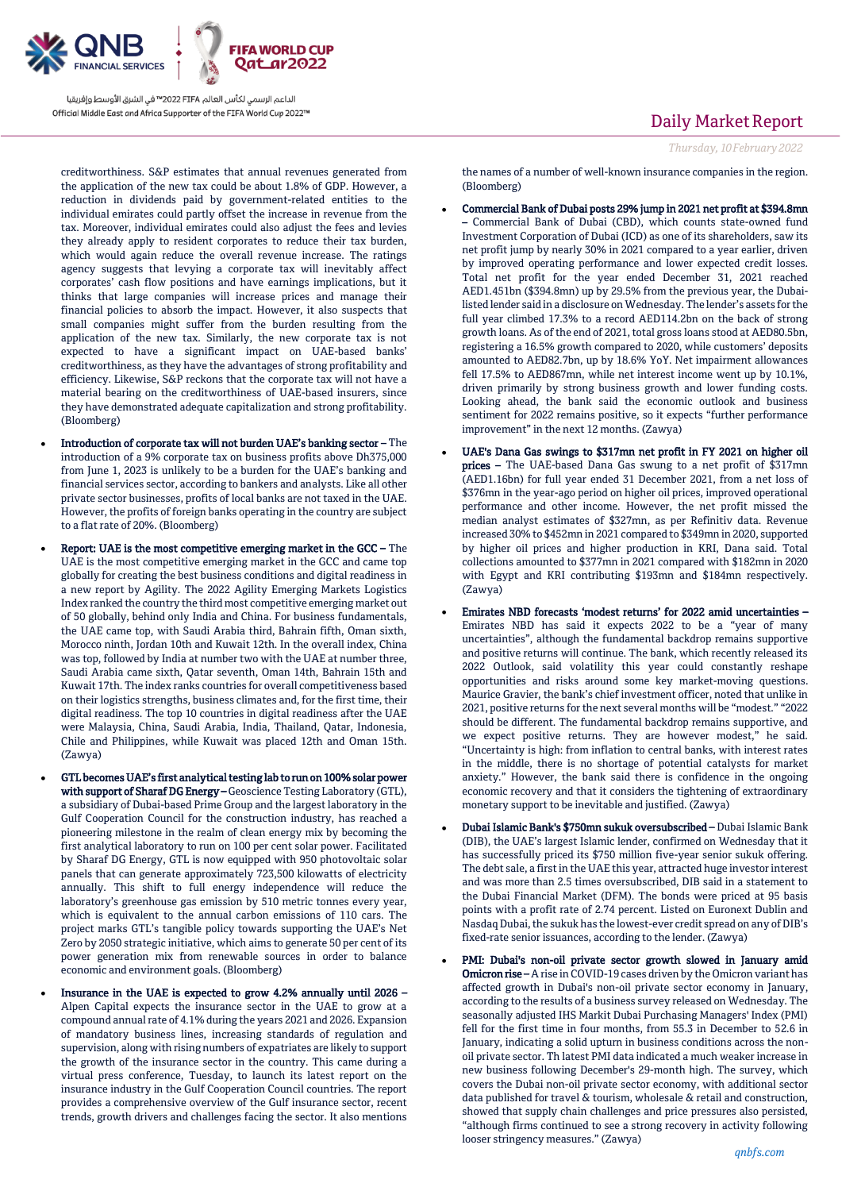creditworthiness. S&P estimates that annual revenues generated from the application of the new tax could be about 1.8% of GDP. However, a reduction in dividends paid by government-related entities to the individual emirates could partly offset the increase in revenue from the tax. Moreover, individual emirates could also adjust the fees and levies they already apply to resident corporates to reduce their tax burden, which would again reduce the overall revenue increase. The ratings agency suggests that levying a corporate tax will inevitably affect corporates' cash flow positions and have earnings implications, but it thinks that large companies will increase prices and manage their financial policies to absorb the impact. However, it also suspects that small companies might suffer from the burden resulting from the application of the new tax. Similarly, the new corporate tax is not expected to have a significant impact on UAE-based banks' creditworthiness, as they have the advantages of strong profitability and efficiency. Likewise, S&P reckons that the corporate tax will not have a material bearing on the creditworthiness of UAE-based insurers, since they have demonstrated adequate capitalization and strong profitability. (Bloomberg)

- **Introduction of corporate tax will not burden UAE's banking sector –** The introduction of a 9% corporate tax on business profits above Dh375,000 from June 1, 2023 is unlikely to be a burden for the UAE's banking and financial services sector, according to bankers and analysts. Like all other private sector businesses, profits of local banks are not taxed in the UAE. However, the profits of foreign banks operating in the country are subject to a flat rate of 20%. (Bloomberg)
- **Report: UAE is the most competitive emerging market in the GCC –** The UAE is the most competitive emerging market in the GCC and came top globally for creating the best business conditions and digital readiness in a new report by Agility. The 2022 Agility Emerging Markets Logistics Index ranked the country the third most competitive emerging market out of 50 globally, behind only India and China. For business fundamentals, the UAE came top, with Saudi Arabia third, Bahrain fifth, Oman sixth, Morocco ninth, Jordan 10th and Kuwait 12th. In the overall index, China was top, followed by India at number two with the UAE at number three, Saudi Arabia came sixth, Qatar seventh, Oman 14th, Bahrain 15th and Kuwait 17th. The index ranks countries for overall competitiveness based on their logistics strengths, business climates and, for the first time, their digital readiness. The top 10 countries in digital readiness after the UAE were Malaysia, China, Saudi Arabia, India, Thailand, Qatar, Indonesia, Chile and Philippines, while Kuwait was placed 12th and Oman 15th. (Zawya)
- **GTL becomes UAE's first analytical testing lab to run on 100% solar power with support of Sharaf DG Energy –** Geoscience Testing Laboratory (GTL), a subsidiary of Dubai-based Prime Group and the largest laboratory in the Gulf Cooperation Council for the construction industry, has reached a pioneering milestone in the realm of clean energy mix by becoming the first analytical laboratory to run on 100 per cent solar power. Facilitated by Sharaf DG Energy, GTL is now equipped with 950 photovoltaic solar panels that can generate approximately 723,500 kilowatts of electricity annually. This shift to full energy independence will reduce the laboratory's greenhouse gas emission by 510 metric tonnes every year, which is equivalent to the annual carbon emissions of 110 cars. The project marks GTL's tangible policy towards supporting the UAE's Net Zero by 2050 strategic initiative, which aims to generate 50 per cent of its power generation mix from renewable sources in order to balance economic and environment goals. (Bloomberg)
- **Insurance in the UAE is expected to grow 4.2% annually until 2026 –** Alpen Capital expects the insurance sector in the UAE to grow at a compound annual rate of 4.1% during the years 2021 and 2026. Expansion of mandatory business lines, increasing standards of regulation and supervision, along with rising numbers of expatriates are likely to support the growth of the insurance sector in the country. This came during a virtual press conference, Tuesday, to launch its latest report on the insurance industry in the Gulf Cooperation Council countries. The report provides a comprehensive overview of the Gulf insurance sector, recent trends, growth drivers and challenges facing the sector. It also mentions the names of a number of well-known insurance companies in the region. (Bloomberg)
- **Commercial Bank of Dubai posts 29% jump in 2021 net profit at $394.8mn –** Commercial Bank of Dubai (CBD), which counts state-owned fund Investment Corporation of Dubai (ICD) as one of its shareholders, saw its net profit jump by nearly 30% in 2021 compared to a year earlier, driven by improved operating performance and lower expected credit losses. Total net profit for the year ended December 31, 2021 reached AED1.451bn ($394.8mn) up by 29.5% from the previous year, the Dubai-listed lender said in a disclosure on Wednesday. The lender's assets for the full year climbed 17.3% to a record AED114.2bn on the back of strong growth loans. As of the end of 2021, total gross loans stood at AED80.5bn, registering a 16.5% growth compared to 2020, while customers' deposits amounted to AED82.7bn, up by 18.6% YoY. Net impairment allowances fell 17.5% to AED867mn, while net interest income went up by 10.1%, driven primarily by strong business growth and lower funding costs. Looking ahead, the bank said the economic outlook and business sentiment for 2022 remains positive, so it expects "further performance improvement" in the next 12 months. (Zawya)
- **UAE's Dana Gas swings to $317mn net profit in FY 2021 on higher oil prices –** The UAE-based Dana Gas swung to a net profit of $317mn (AED1.16bn) for full year ended 31 December 2021, from a net loss of $376mn in the year-ago period on higher oil prices, improved operational performance and other income. However, the net profit missed the median analyst estimates of $327mn, as per Refinitiv data. Revenue increased 30% to $452mn in 2021 compared to $349mn in 2020, supported by higher oil prices and higher production in KRI, Dana said. Total collections amounted to $377mn in 2021 compared with $182mn in 2020 with Egypt and KRI contributing $193mn and $184mn respectively. (Zawya)
- **Emirates NBD forecasts 'modest returns' for 2022 amid uncertainties –** Emirates NBD has said it expects 2022 to be a "year of many uncertainties", although the fundamental backdrop remains supportive and positive returns will continue. The bank, which recently released its 2022 Outlook, said volatility this year could constantly reshape opportunities and risks around some key market-moving questions. Maurice Gravier, the bank's chief investment officer, noted that unlike in 2021, positive returns for the next several months will be "modest." "2022 should be different. The fundamental backdrop remains supportive, and we expect positive returns. They are however modest," he said. "Uncertainty is high: from inflation to central banks, with interest rates in the middle, there is no shortage of potential catalysts for market anxiety." However, the bank said there is confidence in the ongoing economic recovery and that it considers the tightening of extraordinary monetary support to be inevitable and justified. (Zawya)
- **Dubai Islamic Bank's $750mn sukuk oversubscribed –** Dubai Islamic Bank (DIB), the UAE's largest Islamic lender, confirmed on Wednesday that it has successfully priced its $750 million five-year senior sukuk offering. The debt sale, a first in the UAE this year, attracted huge investor interest and was more than 2.5 times oversubscribed, DIB said in a statement to the Dubai Financial Market (DFM). The bonds were priced at 95 basis points with a profit rate of 2.74 percent. Listed on Euronext Dublin and Nasdaq Dubai, the sukuk has the lowest-ever credit spread on any of DIB's fixed-rate senior issuances, according to the lender. (Zawya)
- **PMI: Dubai's non-oil private sector growth slowed in January amid Omicron rise –** A rise in COVID-19 cases driven by the Omicron variant has affected growth in Dubai's non-oil private sector economy in January, according to the results of a business survey released on Wednesday. The seasonally adjusted IHS Markit Dubai Purchasing Managers' Index (PMI) fell for the first time in four months, from 55.3 in December to 52.6 in January, indicating a solid upturn in business conditions across the non-oil private sector. Th latest PMI data indicated a much weaker increase in new business following December's 29-month high. The survey, which covers the Dubai non-oil private sector economy, with additional sector data published for travel & tourism, wholesale & retail and construction, showed that supply chain challenges and price pressures also persisted, "although firms continued to see a strong recovery in activity following looser stringency measures." (Zawya)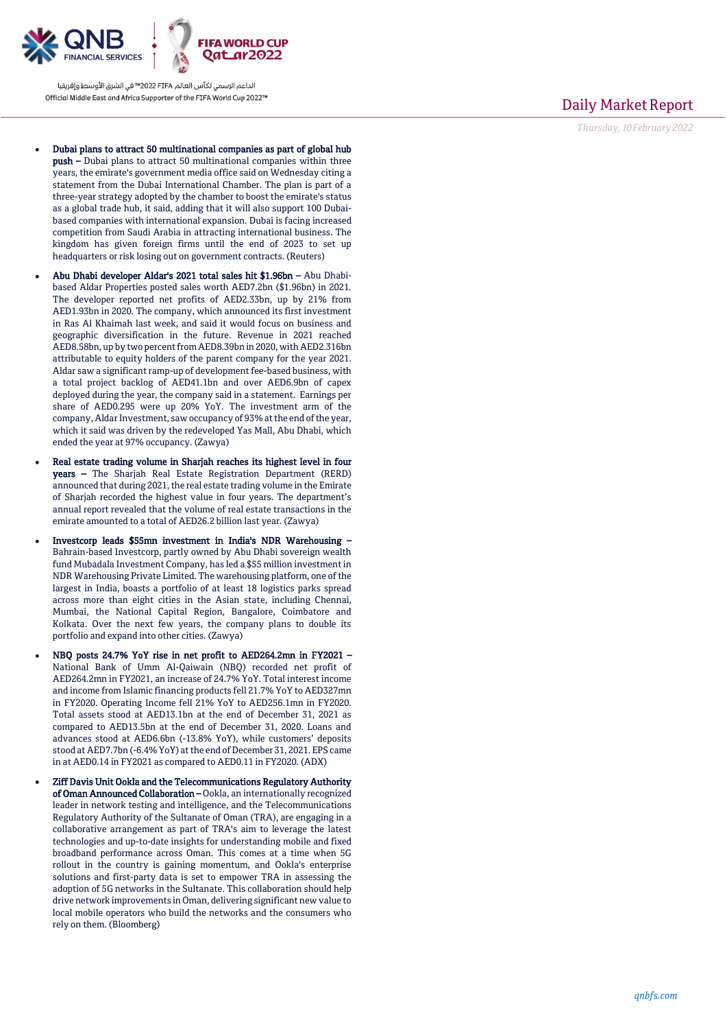- **Dubai plans to attract 50 multinational companies as part of global hub push –** Dubai plans to attract 50 multinational companies within three years, the emirate's government media office said on Wednesday citing a statement from the Dubai International Chamber. The plan is part of a three-year strategy adopted by the chamber to boost the emirate's status as a global trade hub, it said, adding that it will also support 100 Dubai-based companies with international expansion. Dubai is facing increased competition from Saudi Arabia in attracting international business. The kingdom has given foreign firms until the end of 2023 to set up headquarters or risk losing out on government contracts. (Reuters)

- **Abu Dhabi developer Aldar's 2021 total sales hit $1.96bn –** Abu Dhabi-based Aldar Properties posted sales worth AED7.2bn ($1.96bn) in 2021. The developer reported net profits of AED2.33bn, up by 21% from AED1.93bn in 2020. The company, which announced its first investment in Ras Al Khaimah last week, and said it would focus on business and geographic diversification in the future. Revenue in 2021 reached AED8.58bn, up by two percent from AED8.39bn in 2020, with AED2.316bn attributable to equity holders of the parent company for the year 2021. Aldar saw a significant ramp-up of development fee-based business, with a total project backlog of AED41.1bn and over AED6.9bn of capex deployed during the year, the company said in a statement. Earnings per share of AED0.295 were up 20% YoY. The investment arm of the company, Aldar Investment, saw occupancy of 93% at the end of the year, which it said was driven by the redeveloped Yas Mall, Abu Dhabi, which ended the year at 97% occupancy. (Zawya)

- **Real estate trading volume in Sharjah reaches its highest level in four years –** The Sharjah Real Estate Registration Department (RERD) announced that during 2021, the real estate trading volume in the Emirate of Sharjah recorded the highest value in four years. The department's annual report revealed that the volume of real estate transactions in the emirate amounted to a total of AED26.2 billion last year. (Zawya)

- **Investcorp leads $55mn investment in India's NDR Warehousing –** Bahrain-based Investcorp, partly owned by Abu Dhabi sovereign wealth fund Mubadala Investment Company, has led a $55 million investment in NDR Warehousing Private Limited. The warehousing platform, one of the largest in India, boasts a portfolio of at least 18 logistics parks spread across more than eight cities in the Asian state, including Chennai, Mumbai, the National Capital Region, Bangalore, Coimbatore and Kolkata. Over the next few years, the company plans to double its portfolio and expand into other cities. (Zawya)

- **NBQ posts 24.7% YoY rise in net profit to AED264.2mn in FY2021 –** National Bank of Umm Al-Qaiwain (NBQ) recorded net profit of AED264.2mn in FY2021, an increase of 24.7% YoY. Total interest income and income from Islamic financing products fell 21.7% YoY to AED327mn in FY2020. Operating Income fell 21% YoY to AED256.1mn in FY2020. Total assets stood at AED13.1bn at the end of December 31, 2021 as compared to AED13.5bn at the end of December 31, 2020. Loans and advances stood at AED6.6bn (-13.8% YoY), while customers' deposits stood at AED7.7bn (-6.4% YoY) at the end of December 31, 2021. EPS came in at AED0.14 in FY2021 as compared to AED0.11 in FY2020. (ADX)

- **Ziff Davis Unit Ookla and the Telecommunications Regulatory Authority of Oman Announced Collaboration –** Ookla, an internationally recognized leader in network testing and intelligence, and the Telecommunications Regulatory Authority of the Sultanate of Oman (TRA), are engaging in a collaborative arrangement as part of TRA's aim to leverage the latest technologies and up-to-date insights for understanding mobile and fixed broadband performance across Oman. This comes at a time when 5G rollout in the country is gaining momentum, and Ookla's enterprise solutions and first-party data is set to empower TRA in assessing the adoption of 5G networks in the Sultanate. This collaboration should help drive network improvements in Oman, delivering significant new value to local mobile operators who build the networks and the consumers who rely on them. (Bloomberg)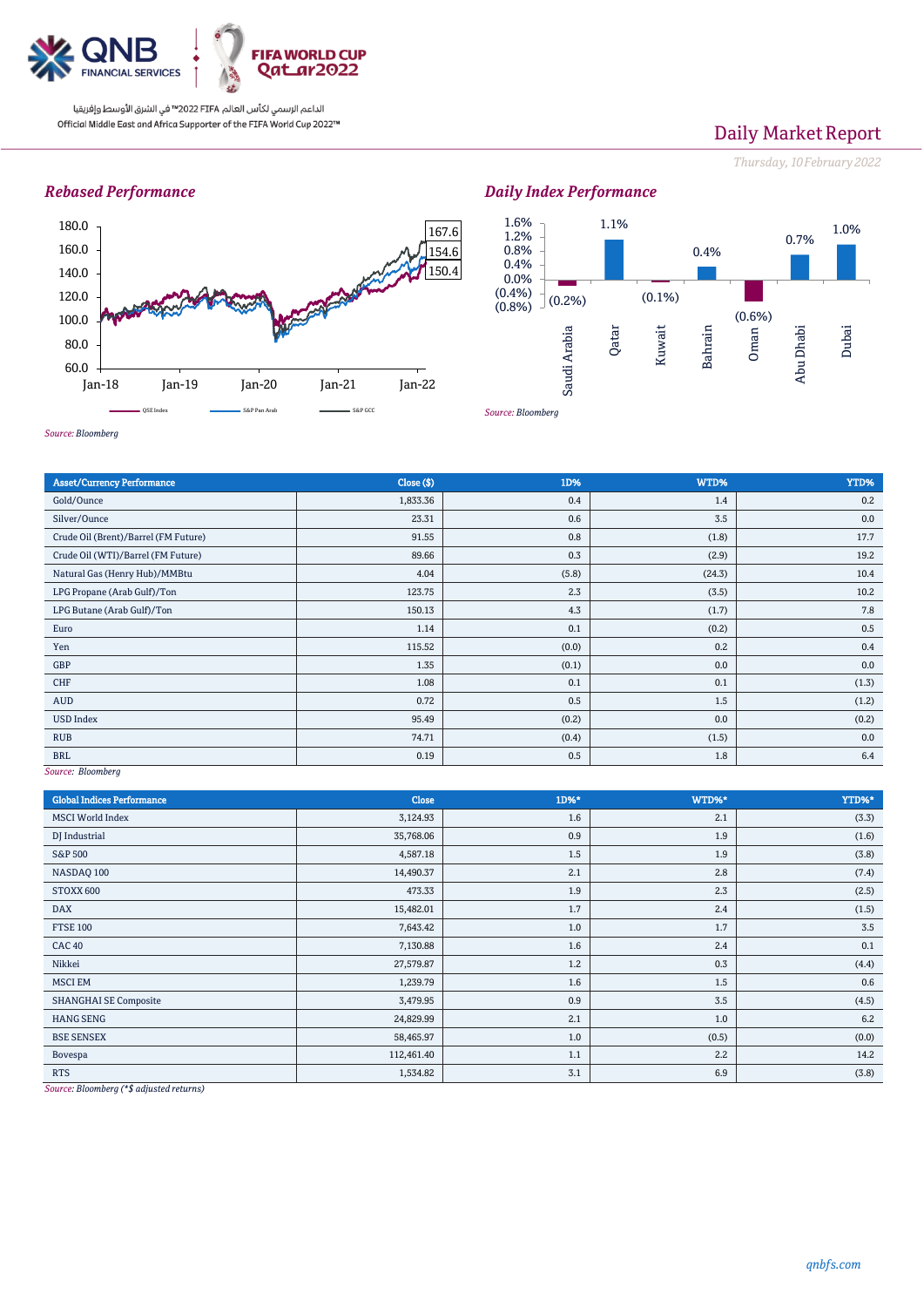الداعم الرسمي لكأس العالم FIFA 2022™ في الشرق الأوسط وإفريقيا
Official Middle East and Africa Supporter of the FIFA World Cup 2022™

# Daily Market Report

*Thursday, 10 February 2022*

## *Rebased Performance*

*Source: Bloomberg*

## *Daily Index Performance*

*Source: Bloomberg*

| Asset/Currency Performance | Close ($) | 1D% | WTD% | YTD% |
|---|---|---|---|---|
| Gold/Ounce | 1,833.36 | 0.4 | 1.4 | 0.2 |
| Silver/Ounce | 23.31 | 0.6 | 3.5 | 0.0 |
| Crude Oil (Brent)/Barrel (FM Future) | 91.55 | 0.8 | (1.8) | 17.7 |
| Crude Oil (WTI)/Barrel (FM Future) | 89.66 | 0.3 | (2.9) | 19.2 |
| Natural Gas (Henry Hub)/MMBtu | 4.04 | (5.8) | (24.3) | 10.4 |
| LPG Propane (Arab Gulf)/Ton | 123.75 | 2.3 | (3.5) | 10.2 |
| LPG Butane (Arab Gulf)/Ton | 150.13 | 4.3 | (1.7) | 7.8 |
| Euro | 1.14 | 0.1 | (0.2) | 0.5 |
| Yen | 115.52 | (0.0) | 0.2 | 0.4 |
| GBP | 1.35 | (0.1) | 0.0 | 0.0 |
| CHF | 1.08 | 0.1 | 0.1 | (1.3) |
| AUD | 0.72 | 0.5 | 1.5 | (1.2) |
| USD Index | 95.49 | (0.2) | 0.0 | (0.2) |
| RUB | 74.71 | (0.4) | (1.5) | 0.0 |
| BRL | 0.19 | 0.5 | 1.8 | 6.4 |

*Source: Bloomberg*

| Global Indices Performance | Close | 1D%* | WTD%* | YTD%* |
|---|---|---|---|---|
| MSCI World Index | 3,124.93 | 1.6 | 2.1 | (3.3) |
| DJ Industrial | 35,768.06 | 0.9 | 1.9 | (1.6) |
| S&P 500 | 4,587.18 | 1.5 | 1.9 | (3.8) |
| NASDAQ 100 | 14,490.37 | 2.1 | 2.8 | (7.4) |
| STOXX 600 | 473.33 | 1.9 | 2.3 | (2.5) |
| DAX | 15,482.01 | 1.7 | 2.4 | (1.5) |
| FTSE 100 | 7,643.42 | 1.0 | 1.7 | 3.5 |
| CAC 40 | 7,130.88 | 1.6 | 2.4 | 0.1 |
| Nikkei | 27,579.87 | 1.2 | 0.3 | (4.4) |
| MSCI EM | 1,239.79 | 1.6 | 1.5 | 0.6 |
| SHANGHAI SE Composite | 3,479.95 | 0.9 | 3.5 | (4.5) |
| HANG SENG | 24,829.99 | 2.1 | 1.0 | 6.2 |
| BSE SENSEX | 58,465.97 | 1.0 | (0.5) | (0.0) |
| Bovespa | 112,461.40 | 1.1 | 2.2 | 14.2 |
| RTS | 1,534.82 | 3.1 | 6.9 | (3.8) |

*Source: Bloomberg (*$ adjusted returns)*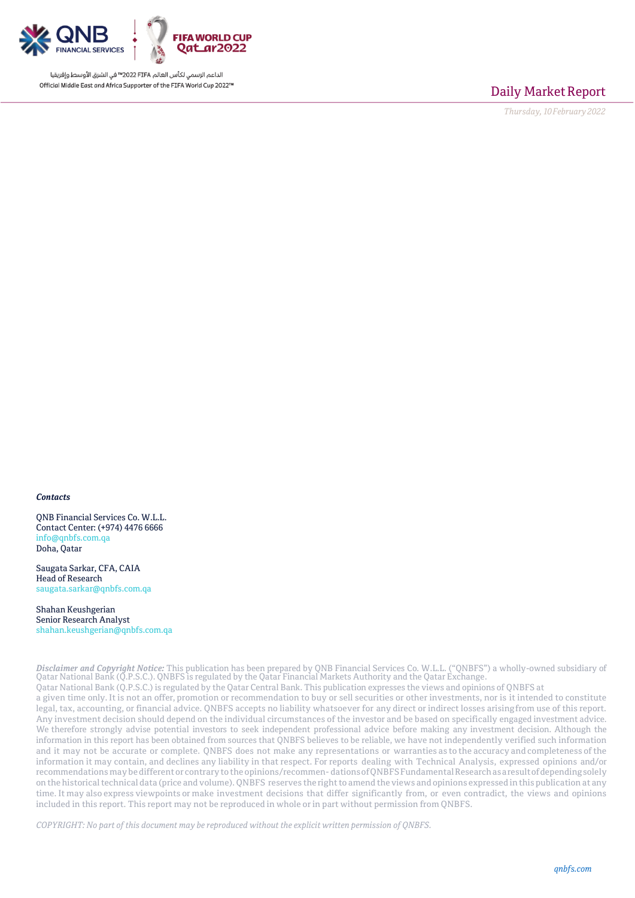Daily Market Report

Thursday, 10 February 2022

***Contacts***

QNB Financial Services Co. W.L.L.
Contact Center: (+974) 4476 6666
info@qnbfs.com.qa
Doha, Qatar

Saugata Sarkar, CFA, CAIA
Head of Research
saugata.sarkar@qnbfs.com.qa

Shahan Keushgerian
Senior Research Analyst
shahan.keushgerian@qnbfs.com.qa

***Disclaimer and Copyright Notice:*** This publication has been prepared by QNB Financial Services Co. W.L.L. ("QNBFS") a wholly-owned subsidiary of Qatar National Bank (Q.P.S.C.). QNBFS is regulated by the Qatar Financial Markets Authority and the Qatar Exchange. Qatar National Bank (Q.P.S.C.) is regulated by the Qatar Central Bank. This publication expresses the views and opinions of QNBFS at a given time only. It is not an offer, promotion or recommendation to buy or sell securities or other investments, nor is it intended to constitute legal, tax, accounting, or financial advice. QNBFS accepts no liability whatsoever for any direct or indirect losses arising from use of this report. Any investment decision should depend on the individual circumstances of the investor and be based on specifically engaged investment advice. We therefore strongly advise potential investors to seek independent professional advice before making any investment decision. Although the information in this report has been obtained from sources that QNBFS believes to be reliable, we have not independently verified such information and it may not be accurate or complete. QNBFS does not make any representations or warranties as to the accuracy and completeness of the information it may contain, and declines any liability in that respect. For reports dealing with Technical Analysis, expressed opinions and/or recommendations may be different or contrary to the opinions/recommen- dations of QNBFS Fundamental Research as a result of depending solely on the historical technical data (price and volume). QNBFS reserves the right to amend the views and opinions expressed in this publication at any time. It may also express viewpoints or make investment decisions that differ significantly from, or even contradict, the views and opinions included in this report. This report may not be reproduced in whole or in part without permission from QNBFS.

*COPYRIGHT: No part of this document may be reproduced without the explicit written permission of QNBFS.*